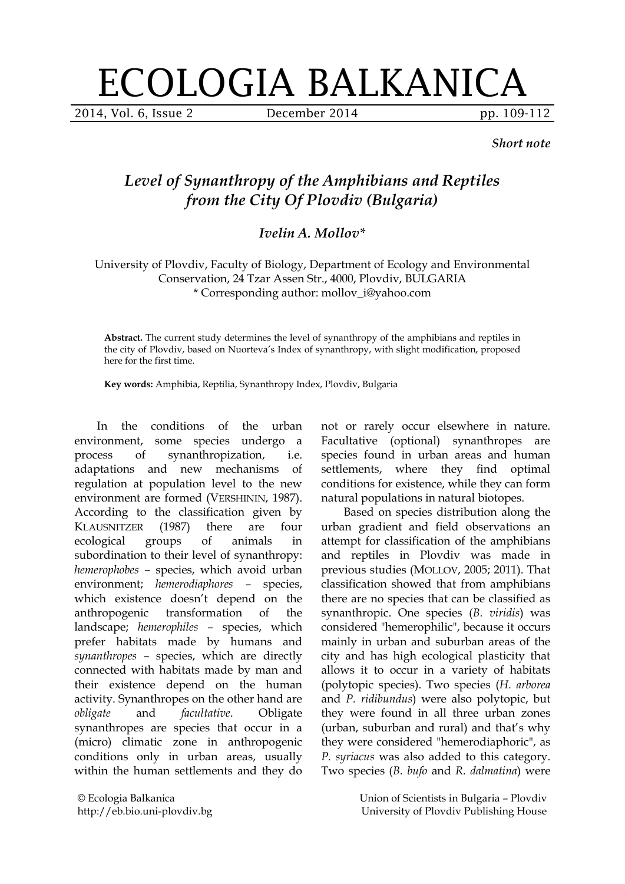*Short note*

# *Level of Synanthropy of the Amphibians and Reptiles from the City Of Plovdiv (Bulgaria)*

***Ivelin A. Mollov\****

University of Plovdiv, Faculty of Biology, Department of Ecology and Environmental Conservation, 24 Tzar Assen Str., 4000, Plovdiv, BULGARIA
\* Corresponding author: mollov_i@yahoo.com

**Abstract.** The current study determines the level of synanthropy of the amphibians and reptiles in the city of Plovdiv, based on Nuorteva's Index of synanthropy, with slight modification, proposed here for the first time.

**Key words:** Amphibia, Reptilia, Synanthropy Index, Plovdiv, Bulgaria

In the conditions of the urban environment, some species undergo a process of synanthropization, i.e. adaptations and new mechanisms of regulation at population level to the new environment are formed (VERSHININ, 1987). According to the classification given by KLAUSNITZER (1987) there are four ecological groups of animals in subordination to their level of synanthropy: *hemerophobes* – species, which avoid urban environment; *hemerodiaphores* – species, which existence doesn't depend on the anthropogenic transformation of the landscape; *hemerophiles* – species, which prefer habitats made by humans and *synanthropes* – species, which are directly connected with habitats made by man and their existence depend on the human activity. Synanthropes on the other hand are *obligate* and *facultative*. Obligate synanthropes are species that occur in a (micro) climatic zone in anthropogenic conditions only in urban areas, usually within the human settlements and they do not or rarely occur elsewhere in nature. Facultative (optional) synanthropes are species found in urban areas and human settlements, where they find optimal conditions for existence, while they can form natural populations in natural biotopes.

Based on species distribution along the urban gradient and field observations an attempt for classification of the amphibians and reptiles in Plovdiv was made in previous studies (MOLLOV, 2005; 2011). That classification showed that from amphibians there are no species that can be classified as synanthropic. One species (*B. viridis*) was considered "hemerophilic", because it occurs mainly in urban and suburban areas of the city and has high ecological plasticity that allows it to occur in a variety of habitats (polytopic species). Two species (*H. arborea* and *P. ridibundus*) were also polytopic, but they were found in all three urban zones (urban, suburban and rural) and that's why they were considered "hemerodiaphoric", as *P. syriacus* was also added to this category. Two species (*B. bufo* and *R. dalmatina*) were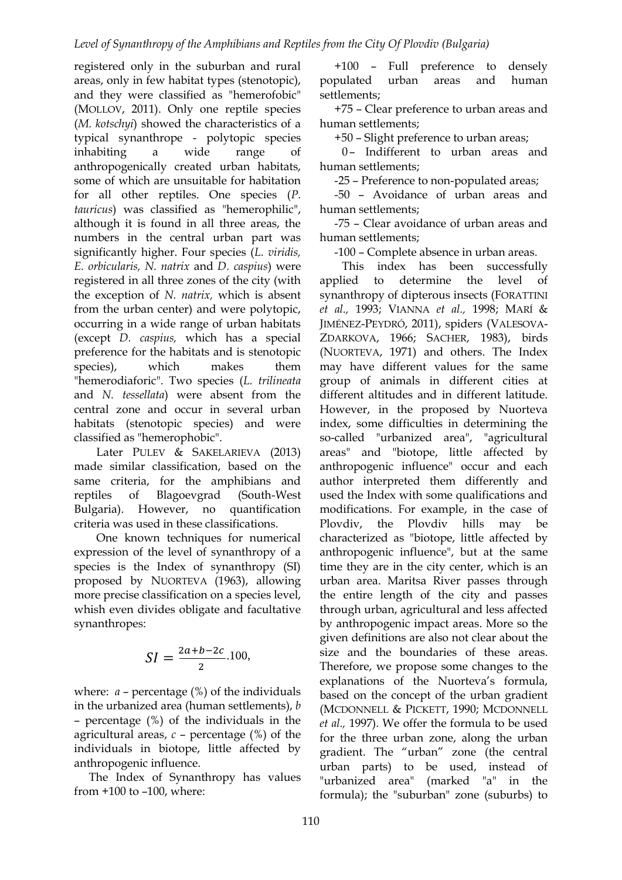registered only in the suburban and rural areas, only in few habitat types (stenotopic), and they were classified as "hemerofobic" (MOLLOV, 2011). Only one reptile species (*M. kotschyi*) showed the characteristics of a typical synanthrope - polytopic species inhabiting a wide range of anthropogenically created urban habitats, some of which are unsuitable for habitation for all other reptiles. One species (*P. tauricus*) was classified as "hemerophilic", although it is found in all three areas, the numbers in the central urban part was significantly higher. Four species (*L. viridis, E. orbicularis, N. natrix* and *D. caspius*) were registered in all three zones of the city (with the exception of *N. natrix,* which is absent from the urban center) and were polytopic, occurring in a wide range of urban habitats (except *D. caspius,* which has a special preference for the habitats and is stenotopic species), which makes them "hemerodiaforic". Two species (*L. trilineata* and *N. tessellata*) were absent from the central zone and occur in several urban habitats (stenotopic species) and were classified as "hemerophobic".

Later PULEV & SAKELARIEVA (2013) made similar classification, based on the same criteria, for the amphibians and reptiles of Blagoevgrad (South-West Bulgaria). However, no quantification criteria was used in these classifications.

One known techniques for numerical expression of the level of synanthropy of a species is the Index of synanthropy (SI) proposed by NUORTEVA (1963), allowing more precise classification on a species level, whish even divides obligate and facultative synanthropes:

$$SI = \frac{2a+b-2c}{2}.100,$$

where: $a$ – percentage (%) of the individuals in the urbanized area (human settlements), $b$ – percentage (%) of the individuals in the agricultural areas, $c$ – percentage (%) of the individuals in biotope, little affected by anthropogenic influence.

The Index of Synanthropy has values from +100 to –100, where:

+100 – Full preference to densely populated urban areas and human settlements;

+75 – Clear preference to urban areas and human settlements;

+50 – Slight preference to urban areas;

0 – Indifferent to urban areas and human settlements;

-25 – Preference to non-populated areas;

-50 – Avoidance of urban areas and human settlements;

-75 – Clear avoidance of urban areas and human settlements;

-100 – Complete absence in urban areas.

This index has been successfully applied to determine the level of synanthropy of dipterous insects (FORATTINI *et al.,* 1993; VIANNA *et al.,* 1998; MARÍ & JIMÉNEZ-PEYDRÓ, 2011), spiders (VALESOVA-ZDARKOVA, 1966; SACHER, 1983), birds (NUORTEVA, 1971) and others. The Index may have different values for the same group of animals in different cities at different altitudes and in different latitude. However, in the proposed by Nuorteva index, some difficulties in determining the so-called "urbanized area", "agricultural areas" and "biotope, little affected by anthropogenic influence" occur and each author interpreted them differently and used the Index with some qualifications and modifications. For example, in the case of Plovdiv, the Plovdiv hills may be characterized as "biotope, little affected by anthropogenic influence", but at the same time they are in the city center, which is an urban area. Maritsa River passes through the entire length of the city and passes through urban, agricultural and less affected by anthropogenic impact areas. More so the given definitions are also not clear about the size and the boundaries of these areas. Therefore, we propose some changes to the explanations of the Nuorteva's formula, based on the concept of the urban gradient (MCDONNELL & PICKETT, 1990; MCDONNELL *et al.,* 1997). We offer the formula to be used for the three urban zone, along the urban gradient. The "urban" zone (the central urban parts) to be used, instead of "urbanized area" (marked "a" in the formula); the "suburban" zone (suburbs) to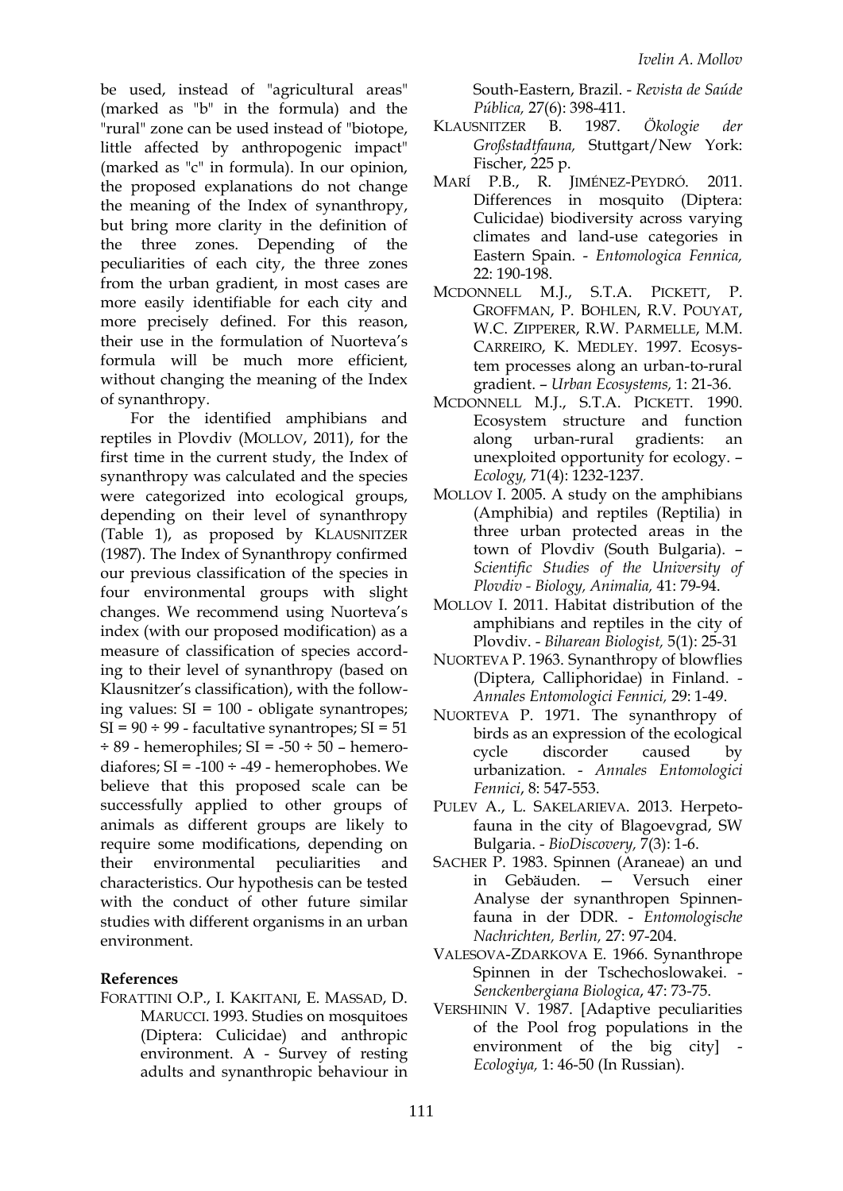be used, instead of "agricultural areas" (marked as "b" in the formula) and the "rural" zone can be used instead of "biotope, little affected by anthropogenic impact" (marked as "c" in formula). In our opinion, the proposed explanations do not change the meaning of the Index of synanthropy, but bring more clarity in the definition of the three zones. Depending of the peculiarities of each city, the three zones from the urban gradient, in most cases are more easily identifiable for each city and more precisely defined. For this reason, their use in the formulation of Nuorteva's formula will be much more efficient, without changing the meaning of the Index of synanthropy.

For the identified amphibians and reptiles in Plovdiv (MOLLOV, 2011), for the first time in the current study, the Index of synanthropy was calculated and the species were categorized into ecological groups, depending on their level of synanthropy (Table 1), as proposed by KLAUSNITZER (1987). The Index of Synanthropy confirmed our previous classification of the species in four environmental groups with slight changes. We recommend using Nuorteva's index (with our proposed modification) as a measure of classification of species according to their level of synanthropy (based on Klausnitzer's classification), with the following values: SI = 100 - obligate synantropes; SI = 90 ÷ 99 - facultative synantropes; SI = 51 ÷ 89 - hemerophiles; SI = -50 ÷ 50 – hemerodiafores; SI = -100 ÷ -49 - hemerophobes. We believe that this proposed scale can be successfully applied to other groups of animals as different groups are likely to require some modifications, depending on their environmental peculiarities and characteristics. Our hypothesis can be tested with the conduct of other future similar studies with different organisms in an urban environment.

## References

FORATTINI O.P., I. KAKITANI, E. MASSAD, D. MARUCCI. 1993. Studies on mosquitoes (Diptera: Culicidae) and anthropic environment. A - Survey of resting adults and synanthropic behaviour in South-Eastern, Brazil. - *Revista de Saúde Pública,* 27(6): 398-411.

KLAUSNITZER B. 1987. *Ökologie der Großstadtfauna,* Stuttgart/New York: Fischer, 225 p.

MARÍ P.B., R. JIMÉNEZ-PEYDRÓ. 2011. Differences in mosquito (Diptera: Culicidae) biodiversity across varying climates and land-use categories in Eastern Spain. - *Entomologica Fennica,* 22: 190-198.

MCDONNELL M.J., S.T.A. PICKETT, P. GROFFMAN, P. BOHLEN, R.V. POUYAT, W.C. ZIPPERER, R.W. PARMELLE, M.M. CARREIRO, K. MEDLEY. 1997. Ecosystem processes along an urban-to-rural gradient. – *Urban Ecosystems,* 1: 21-36.

MCDONNELL M.J., S.T.A. PICKETT. 1990. Ecosystem structure and function along urban-rural gradients: an unexploited opportunity for ecology. – *Ecology,* 71(4): 1232-1237.

MOLLOV I. 2005. A study on the amphibians (Amphibia) and reptiles (Reptilia) in three urban protected areas in the town of Plovdiv (South Bulgaria). – *Scientific Studies of the University of Plovdiv - Biology, Animalia,* 41: 79-94.

MOLLOV I. 2011. Habitat distribution of the amphibians and reptiles in the city of Plovdiv. - *Biharean Biologist,* 5(1): 25-31

NUORTEVA P. 1963. Synanthropy of blowflies (Diptera, Calliphoridae) in Finland. - *Annales Entomologici Fennici,* 29: 1-49.

NUORTEVA P. 1971. The synanthropy of birds as an expression of the ecological cycle discorder caused by urbanization. - *Annales Entomologici Fennici*, 8: 547-553.

PULEV A., L. SAKELARIEVA. 2013. Herpetofauna in the city of Blagoevgrad, SW Bulgaria. - *BioDiscovery,* 7(3): 1-6.

SACHER P. 1983. Spinnen (Araneae) an und in Gebäuden. — Versuch einer Analyse der synanthropen Spinnenfauna in der DDR. - *Entomologische Nachrichten, Berlin,* 27: 97-204.

VALESOVA-ZDARKOVA E. 1966. Synanthrope Spinnen in der Tschechoslowakei. - *Senckenbergiana Biologica*, 47: 73-75.

VERSHININ V. 1987. [Adaptive peculiarities of the Pool frog populations in the environment of the big city] - *Ecologiya,* 1: 46-50 (In Russian).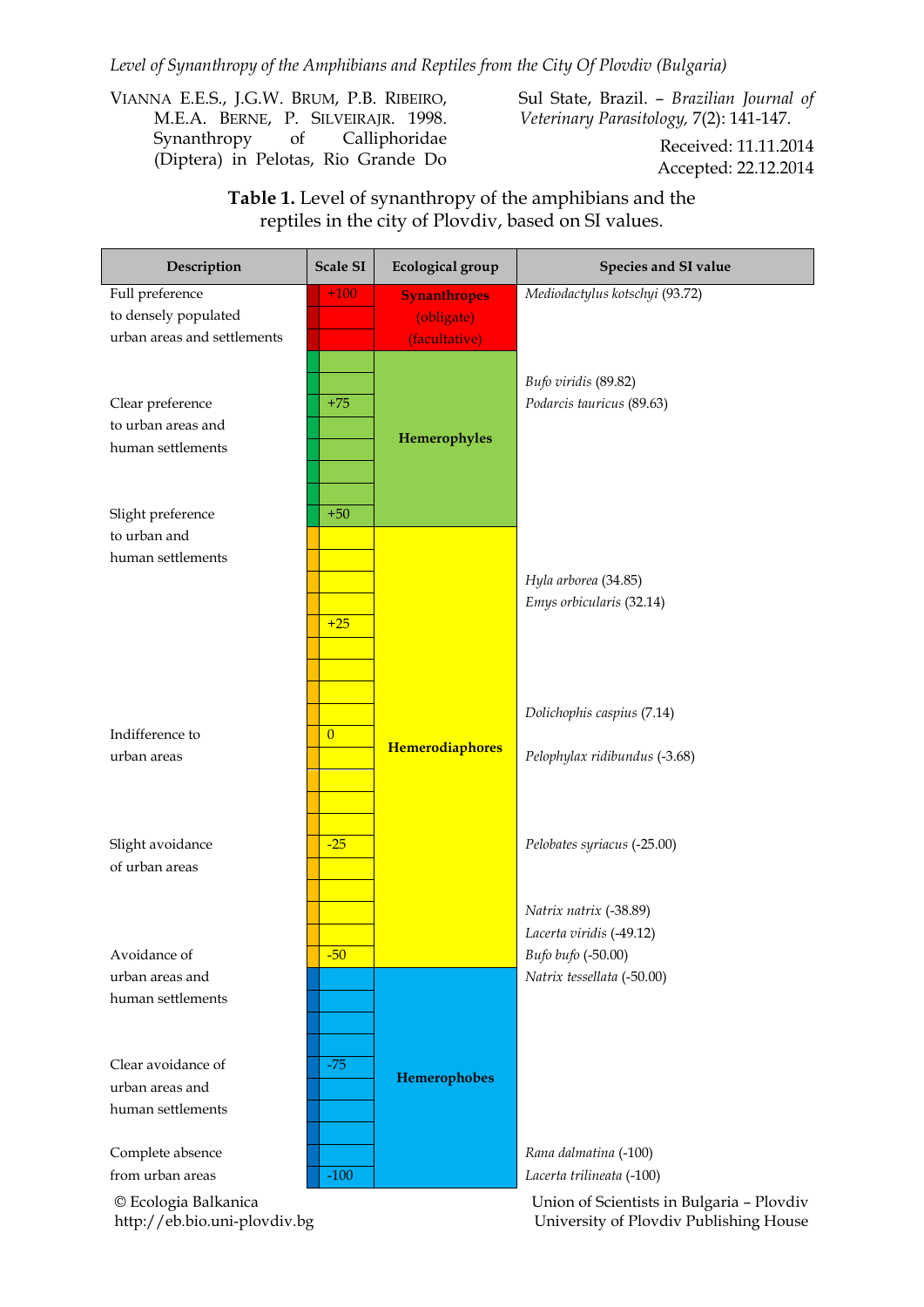VIANNA E.E.S., J.G.W. BRUM, P.B. RIBEIRO, M.E.A. BERNE, P. SILVEIRAJR. 1998. Synanthropy of Calliphoridae (Diptera) in Pelotas, Rio Grande Do Sul State, Brazil. – *Brazilian Journal of Veterinary Parasitology*, 7(2): 141-147.

Received: 11.11.2014
Accepted: 22.12.2014

**Table 1.** Level of synanthropy of the amphibians and the reptiles in the city of Plovdiv, based on SI values.

| Description | Scale SI | Ecological group | Species and SI value |
|---|---|---|---|
| Full preference to densely populated urban areas and settlements | +100 | Synanthropes (obligate) (facultative) | *Mediodactylus kotschyi* (93.72) |
| Clear preference to urban areas and human settlements | +75 | Hemerophyles | *Bufo viridis* (89.82)<br>*Podarcis tauricus* (89.63) |
| Slight preference to urban and human settlements | +50 | | |
| | +25 | Hemerodiaphores | *Hyla arborea* (34.85)<br>*Emys orbicularis* (32.14) |
| Indifference to urban areas | 0 | | *Dolichophis caspius* (7.14)<br>*Pelophylax ridibundus* (-3.68) |
| Slight avoidance of urban areas | -25 | | *Pelobates syriacus* (-25.00)<br>*Natrix natrix* (-38.89)<br>*Lacerta viridis* (-49.12) |
| Avoidance of urban areas and human settlements | -50 | | *Bufo bufo* (-50.00)<br>*Natrix tessellata* (-50.00) |
| Clear avoidance of urban areas and human settlements | -75 | Hemerophobes | |
| Complete absence from urban areas | -100 | | *Rana dalmatina* (-100)<br>*Lacerta trilineata* (-100) |